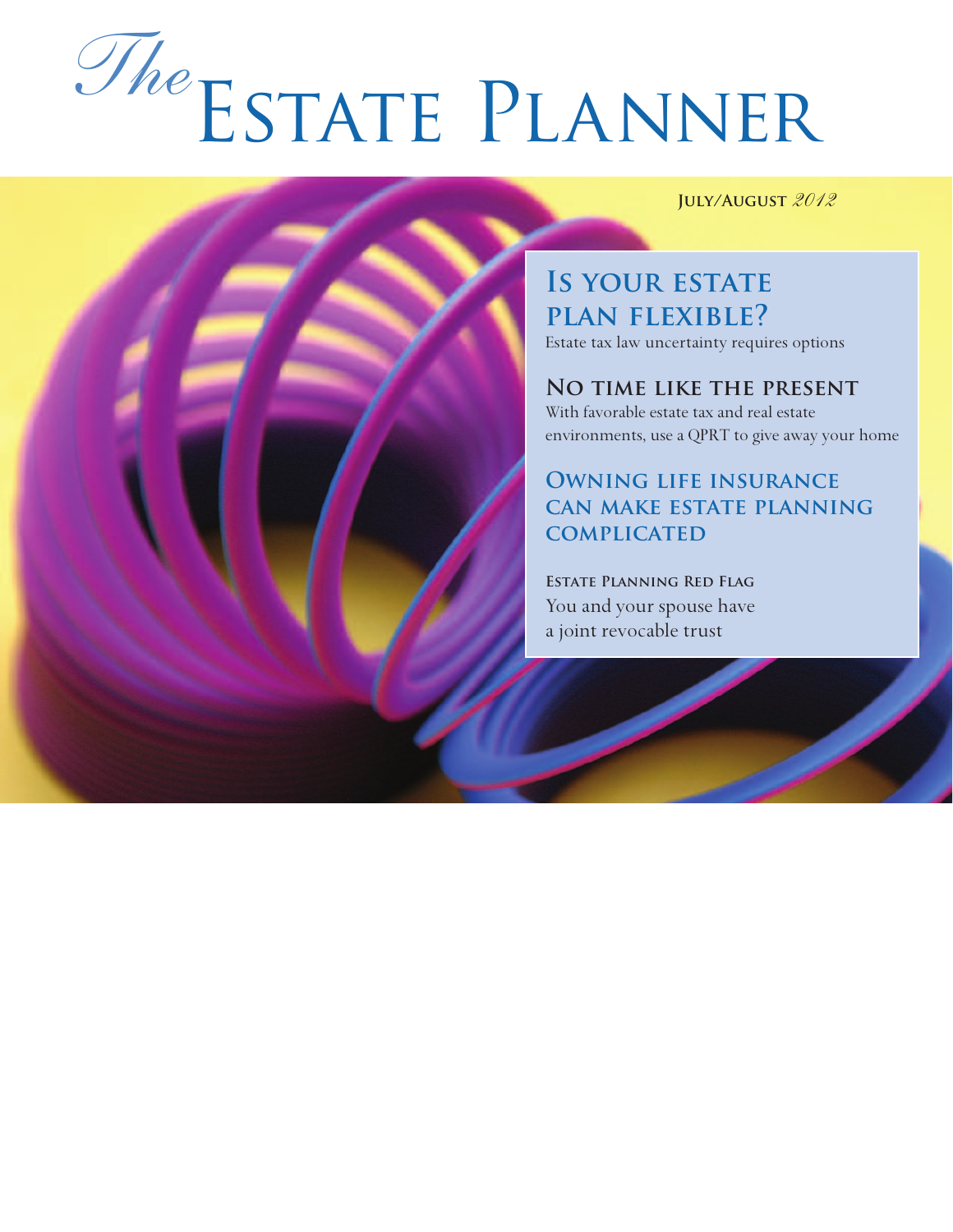# *The* Estate Planner

**July/August** *2012*

## Is your estate plan flexible?

Estate tax law uncertainty requires options

## No time like the present

With favorable estate tax and real estate environments, use a QPRT to give away your home

## Owning life insurance can make estate planning complicated

**Estate Planning Red Flag**

You and your spouse have a joint revocable trust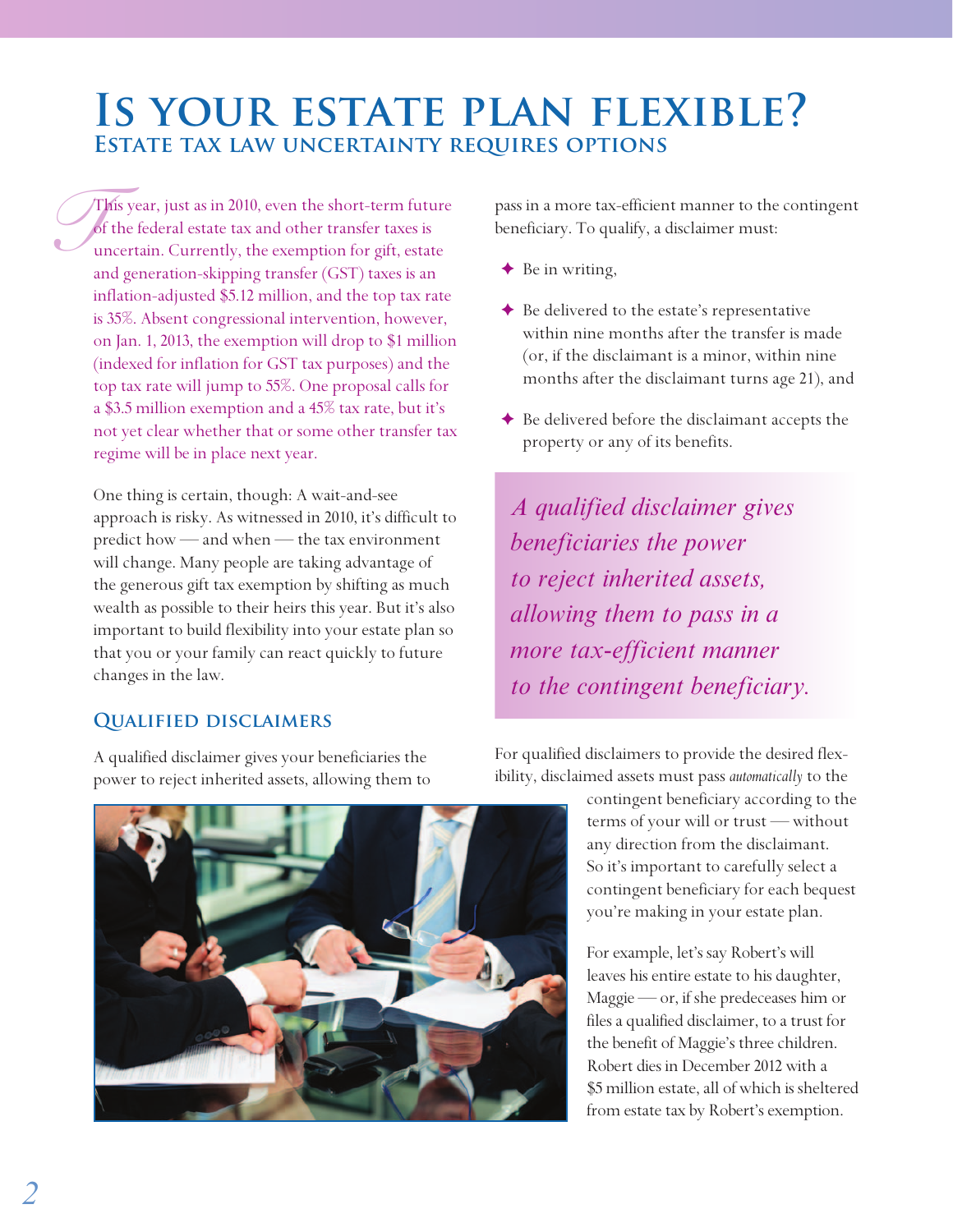# Is your estate plan flexible?

## Estate tax law uncertainty requires options

This year, just as in 2010, even the short-term future of the federal estate tax and other transfer taxes is uncertain. Currently, the exemption for gift, estate and generation-skipping transfer (GST) taxes is an inflation-adjusted $5.12 million, and the top tax rate is 35%. Absent congressional intervention, however, on Jan. 1, 2013, the exemption will drop to $1 million (indexed for inflation for GST tax purposes) and the top tax rate will jump to 55%. One proposal calls for a $3.5 million exemption and a 45% tax rate, but it's not yet clear whether that or some other transfer tax regime will be in place next year.

One thing is certain, though: A wait-and-see approach is risky. As witnessed in 2010, it's difficult to predict how — and when — the tax environment will change. Many people are taking advantage of the generous gift tax exemption by shifting as much wealth as possible to their heirs this year. But it's also important to build flexibility into your estate plan so that you or your family can react quickly to future changes in the law.

### Qualified disclaimers

A qualified disclaimer gives your beneficiaries the power to reject inherited assets, allowing them to pass in a more tax-efficient manner to the contingent beneficiary. To qualify, a disclaimer must:

- Be in writing,
- Be delivered to the estate's representative within nine months after the transfer is made (or, if the disclaimant is a minor, within nine months after the disclaimant turns age 21), and
- Be delivered before the disclaimant accepts the property or any of its benefits.

*A qualified disclaimer gives beneficiaries the power to reject inherited assets, allowing them to pass in a more tax-efficient manner to the contingent beneficiary.*

For qualified disclaimers to provide the desired flexibility, disclaimed assets must pass *automatically* to the contingent beneficiary according to the terms of your will or trust — without any direction from the disclaimant. So it's important to carefully select a contingent beneficiary for each bequest you're making in your estate plan.

For example, let's say Robert's will leaves his entire estate to his daughter, Maggie — or, if she predeceases him or files a qualified disclaimer, to a trust for the benefit of Maggie's three children. Robert dies in December 2012 with a $5 million estate, all of which is sheltered from estate tax by Robert's exemption.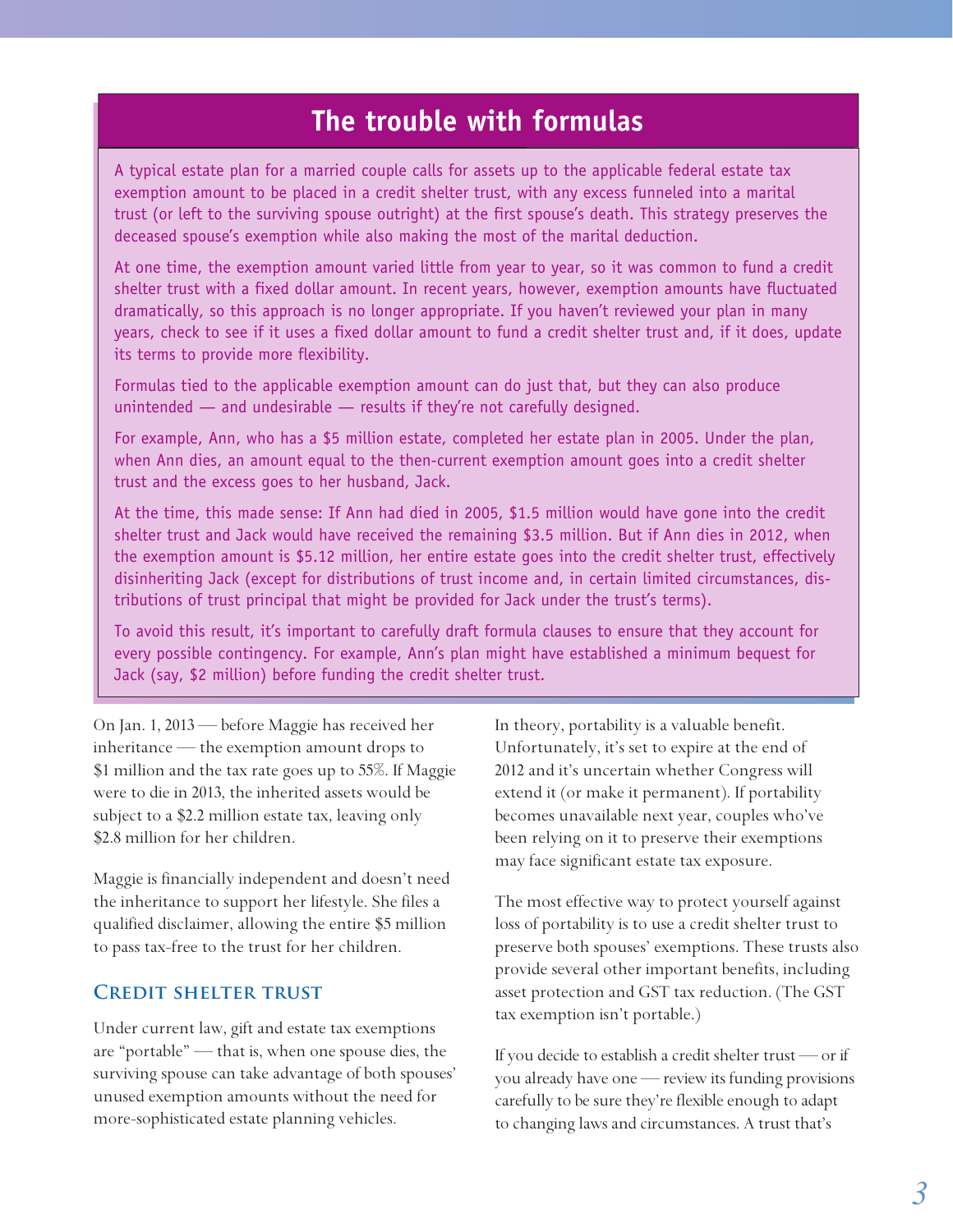## The trouble with formulas

A typical estate plan for a married couple calls for assets up to the applicable federal estate tax exemption amount to be placed in a credit shelter trust, with any excess funneled into a marital trust (or left to the surviving spouse outright) at the first spouse's death. This strategy preserves the deceased spouse's exemption while also making the most of the marital deduction.

At one time, the exemption amount varied little from year to year, so it was common to fund a credit shelter trust with a fixed dollar amount. In recent years, however, exemption amounts have fluctuated dramatically, so this approach is no longer appropriate. If you haven't reviewed your plan in many years, check to see if it uses a fixed dollar amount to fund a credit shelter trust and, if it does, update its terms to provide more flexibility.

Formulas tied to the applicable exemption amount can do just that, but they can also produce unintended — and undesirable — results if they're not carefully designed.

For example, Ann, who has a $5 million estate, completed her estate plan in 2005. Under the plan, when Ann dies, an amount equal to the then-current exemption amount goes into a credit shelter trust and the excess goes to her husband, Jack.

At the time, this made sense: If Ann had died in 2005, $1.5 million would have gone into the credit shelter trust and Jack would have received the remaining $3.5 million. But if Ann dies in 2012, when the exemption amount is $5.12 million, her entire estate goes into the credit shelter trust, effectively disinheriting Jack (except for distributions of trust income and, in certain limited circumstances, distributions of trust principal that might be provided for Jack under the trust's terms).

To avoid this result, it's important to carefully draft formula clauses to ensure that they account for every possible contingency. For example, Ann's plan might have established a minimum bequest for Jack (say, $2 million) before funding the credit shelter trust.

On Jan. 1, 2013 — before Maggie has received her inheritance — the exemption amount drops to $1 million and the tax rate goes up to 55%. If Maggie were to die in 2013, the inherited assets would be subject to a $2.2 million estate tax, leaving only $2.8 million for her children.

Maggie is financially independent and doesn't need the inheritance to support her lifestyle. She files a qualified disclaimer, allowing the entire $5 million to pass tax-free to the trust for her children.

### Credit shelter trust

Under current law, gift and estate tax exemptions are "portable" — that is, when one spouse dies, the surviving spouse can take advantage of both spouses' unused exemption amounts without the need for more-sophisticated estate planning vehicles.

In theory, portability is a valuable benefit. Unfortunately, it's set to expire at the end of 2012 and it's uncertain whether Congress will extend it (or make it permanent). If portability becomes unavailable next year, couples who've been relying on it to preserve their exemptions may face significant estate tax exposure.

The most effective way to protect yourself against loss of portability is to use a credit shelter trust to preserve both spouses' exemptions. These trusts also provide several other important benefits, including asset protection and GST tax reduction. (The GST tax exemption isn't portable.)

If you decide to establish a credit shelter trust — or if you already have one — review its funding provisions carefully to be sure they're flexible enough to adapt to changing laws and circumstances. A trust that's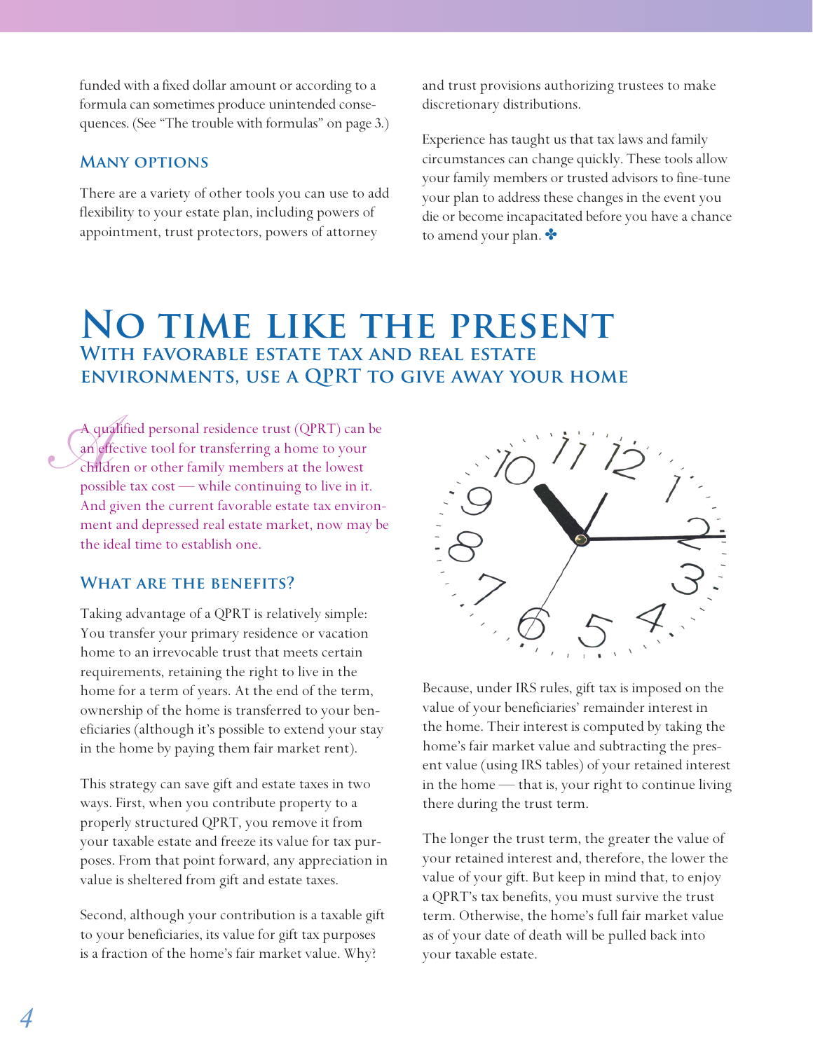funded with a fixed dollar amount or according to a formula can sometimes produce unintended consequences. (See "The trouble with formulas" on page 3.)

### Many options

There are a variety of other tools you can use to add flexibility to your estate plan, including powers of appointment, trust protectors, powers of attorney and trust provisions authorizing trustees to make discretionary distributions.

Experience has taught us that tax laws and family circumstances can change quickly. These tools allow your family members or trusted advisors to fine-tune your plan to address these changes in the event you die or become incapacitated before you have a chance to amend your plan. ✤

# No time like the present

## With favorable estate tax and real estate environments, use a QPRT to give away your home

A qualified personal residence trust (QPRT) can be an effective tool for transferring a home to your children or other family members at the lowest possible tax cost — while continuing to live in it. And given the current favorable estate tax environment and depressed real estate market, now may be the ideal time to establish one.

### What are the benefits?

Taking advantage of a QPRT is relatively simple: You transfer your primary residence or vacation home to an irrevocable trust that meets certain requirements, retaining the right to live in the home for a term of years. At the end of the term, ownership of the home is transferred to your beneficiaries (although it's possible to extend your stay in the home by paying them fair market rent).

This strategy can save gift and estate taxes in two ways. First, when you contribute property to a properly structured QPRT, you remove it from your taxable estate and freeze its value for tax purposes. From that point forward, any appreciation in value is sheltered from gift and estate taxes.

Second, although your contribution is a taxable gift to your beneficiaries, its value for gift tax purposes is a fraction of the home's fair market value. Why? Because, under IRS rules, gift tax is imposed on the value of your beneficiaries' remainder interest in the home. Their interest is computed by taking the home's fair market value and subtracting the present value (using IRS tables) of your retained interest in the home — that is, your right to continue living there during the trust term.

The longer the trust term, the greater the value of your retained interest and, therefore, the lower the value of your gift. But keep in mind that, to enjoy a QPRT's tax benefits, you must survive the trust term. Otherwise, the home's full fair market value as of your date of death will be pulled back into your taxable estate.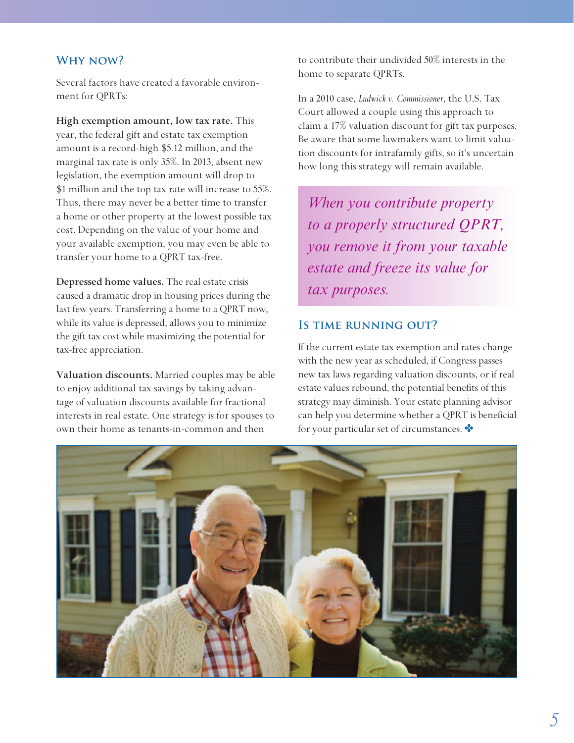## Why now?

Several factors have created a favorable environment for QPRTs:

**High exemption amount, low tax rate.** This year, the federal gift and estate tax exemption amount is a record-high $5.12 million, and the marginal tax rate is only 35%. In 2013, absent new legislation, the exemption amount will drop to $1 million and the top tax rate will increase to 55%. Thus, there may never be a better time to transfer a home or other property at the lowest possible tax cost. Depending on the value of your home and your available exemption, you may even be able to transfer your home to a QPRT tax-free.

**Depressed home values.** The real estate crisis caused a dramatic drop in housing prices during the last few years. Transferring a home to a QPRT now, while its value is depressed, allows you to minimize the gift tax cost while maximizing the potential for tax-free appreciation.

**Valuation discounts.** Married couples may be able to enjoy additional tax savings by taking advantage of valuation discounts available for fractional interests in real estate. One strategy is for spouses to own their home as tenants-in-common and then to contribute their undivided 50% interests in the home to separate QPRTs.

In a 2010 case, *Ludwick v. Commissioner*, the U.S. Tax Court allowed a couple using this approach to claim a 17% valuation discount for gift tax purposes. Be aware that some lawmakers want to limit valuation discounts for intrafamily gifts, so it's uncertain how long this strategy will remain available.

*When you contribute property to a properly structured QPRT, you remove it from your taxable estate and freeze its value for tax purposes.*

## Is time running out?

If the current estate tax exemption and rates change with the new year as scheduled, if Congress passes new tax laws regarding valuation discounts, or if real estate values rebound, the potential benefits of this strategy may diminish. Your estate planning advisor can help you determine whether a QPRT is beneficial for your particular set of circumstances. ✤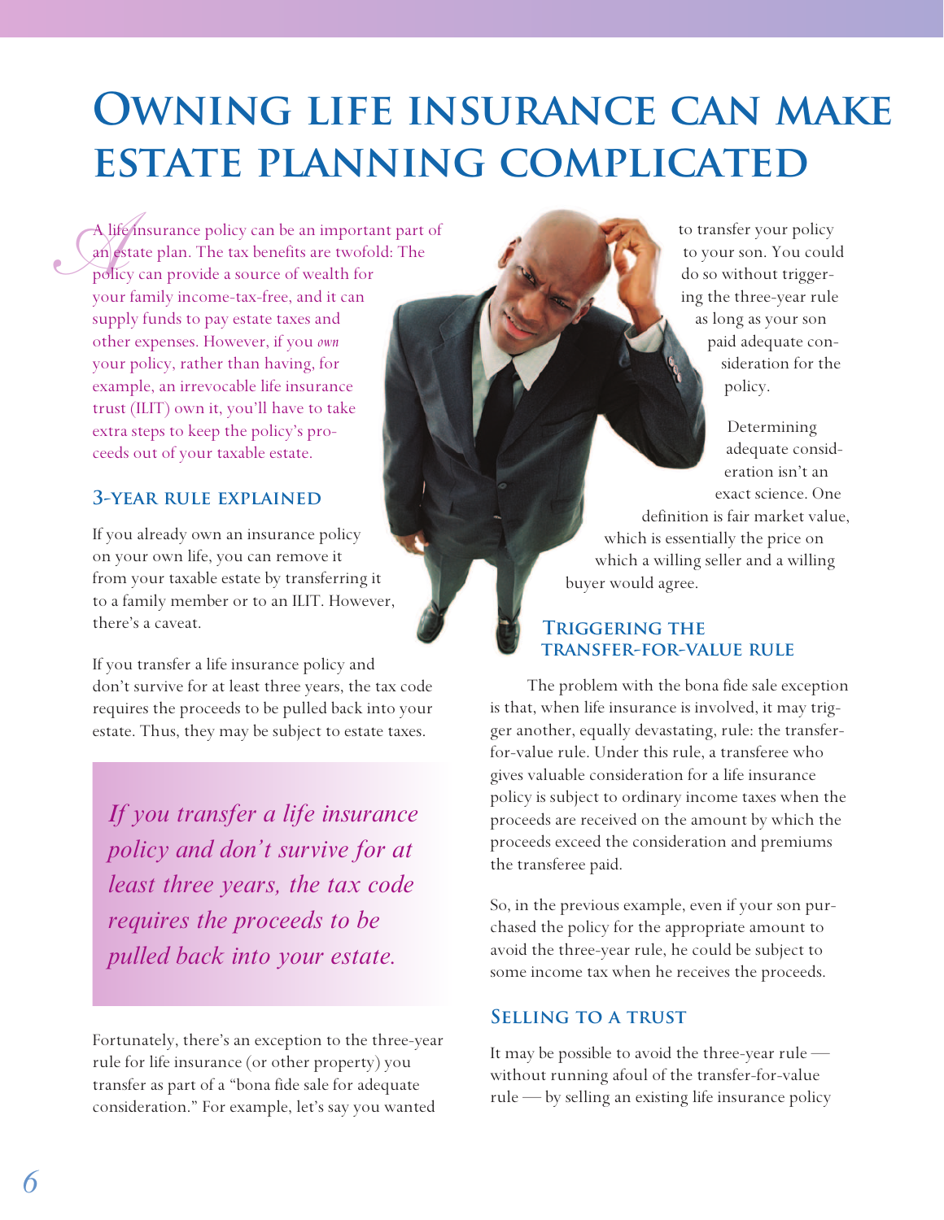# Owning life insurance can make estate planning complicated

A life insurance policy can be an important part of an estate plan. The tax benefits are twofold: The policy can provide a source of wealth for your family income-tax-free, and it can supply funds to pay estate taxes and other expenses. However, if you *own* your policy, rather than having, for example, an irrevocable life insurance trust (ILIT) own it, you'll have to take extra steps to keep the policy's proceeds out of your taxable estate.

## 3-year rule explained

If you already own an insurance policy on your own life, you can remove it from your taxable estate by transferring it to a family member or to an ILIT. However, there's a caveat.

If you transfer a life insurance policy and don't survive for at least three years, the tax code requires the proceeds to be pulled back into your estate. Thus, they may be subject to estate taxes.

> *If you transfer a life insurance policy and don't survive for at least three years, the tax code requires the proceeds to be pulled back into your estate.*

Fortunately, there's an exception to the three-year rule for life insurance (or other property) you transfer as part of a "bona fide sale for adequate consideration." For example, let's say you wanted to transfer your policy to your son. You could do so without triggering the three-year rule as long as your son paid adequate consideration for the policy.

Determining adequate consideration isn't an exact science. One definition is fair market value, which is essentially the price on which a willing seller and a willing buyer would agree.

## Triggering the transfer-for-value rule

The problem with the bona fide sale exception is that, when life insurance is involved, it may trigger another, equally devastating, rule: the transfer-for-value rule. Under this rule, a transferee who gives valuable consideration for a life insurance policy is subject to ordinary income taxes when the proceeds are received on the amount by which the proceeds exceed the consideration and premiums the transferee paid.

So, in the previous example, even if your son purchased the policy for the appropriate amount to avoid the three-year rule, he could be subject to some income tax when he receives the proceeds.

## Selling to a trust

It may be possible to avoid the three-year rule — without running afoul of the transfer-for-value rule — by selling an existing life insurance policy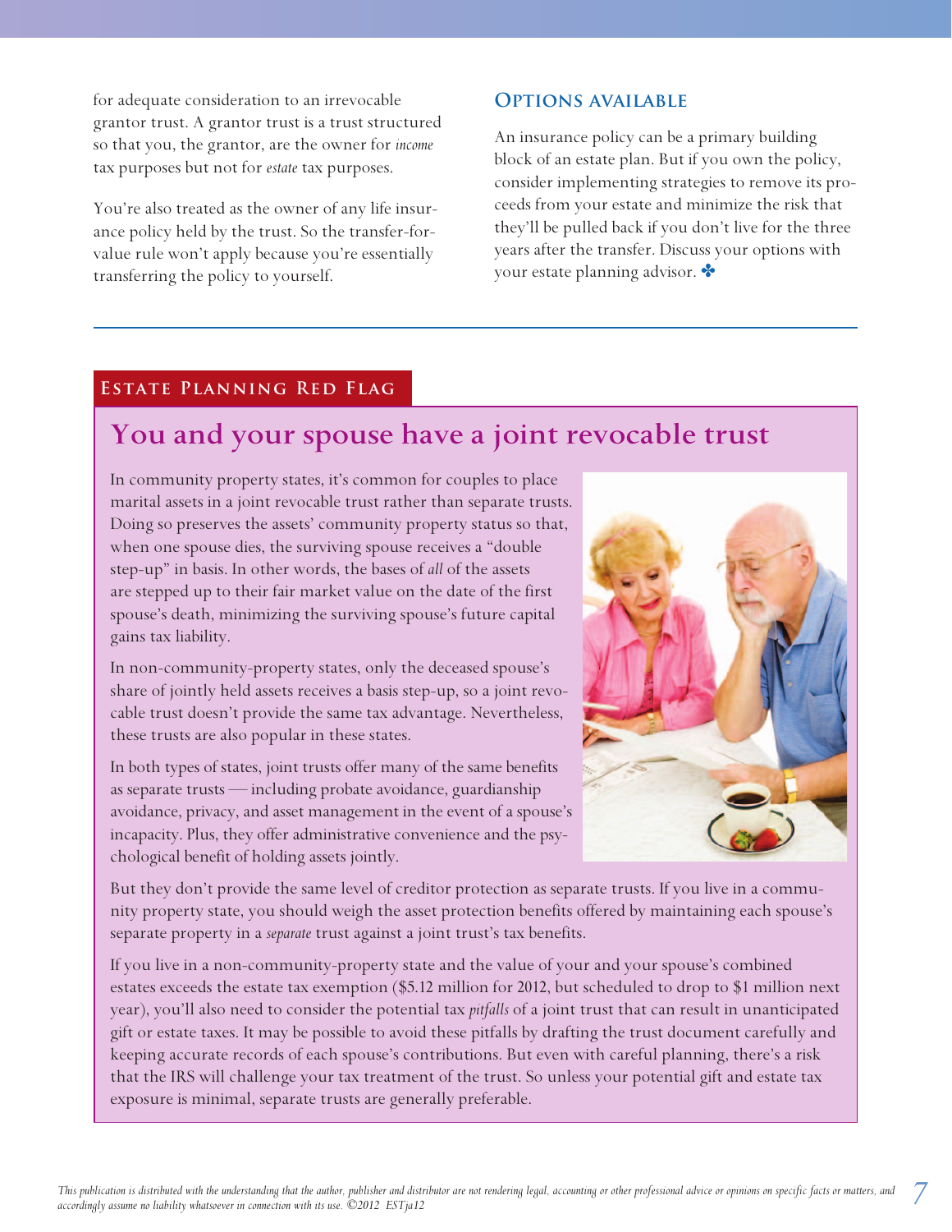for adequate consideration to an irrevocable grantor trust. A grantor trust is a trust structured so that you, the grantor, are the owner for *income* tax purposes but not for *estate* tax purposes.

You're also treated as the owner of any life insurance policy held by the trust. So the transfer-for-value rule won't apply because you're essentially transferring the policy to yourself.

### Options available

An insurance policy can be a primary building block of an estate plan. But if you own the policy, consider implementing strategies to remove its proceeds from your estate and minimize the risk that they'll be pulled back if you don't live for the three years after the transfer. Discuss your options with your estate planning advisor. ✤

---

**Estate Planning Red Flag**

## You and your spouse have a joint revocable trust

In community property states, it's common for couples to place marital assets in a joint revocable trust rather than separate trusts. Doing so preserves the assets' community property status so that, when one spouse dies, the surviving spouse receives a "double step-up" in basis. In other words, the bases of *all* of the assets are stepped up to their fair market value on the date of the first spouse's death, minimizing the surviving spouse's future capital gains tax liability.

In non-community-property states, only the deceased spouse's share of jointly held assets receives a basis step-up, so a joint revocable trust doesn't provide the same tax advantage. Nevertheless, these trusts are also popular in these states.

In both types of states, joint trusts offer many of the same benefits as separate trusts — including probate avoidance, guardianship avoidance, privacy, and asset management in the event of a spouse's incapacity. Plus, they offer administrative convenience and the psychological benefit of holding assets jointly.

But they don't provide the same level of creditor protection as separate trusts. If you live in a community property state, you should weigh the asset protection benefits offered by maintaining each spouse's separate property in a *separate* trust against a joint trust's tax benefits.

If you live in a non-community-property state and the value of your and your spouse's combined estates exceeds the estate tax exemption ($5.12 million for 2012, but scheduled to drop to $1 million next year), you'll also need to consider the potential tax *pitfalls* of a joint trust that can result in unanticipated gift or estate taxes. It may be possible to avoid these pitfalls by drafting the trust document carefully and keeping accurate records of each spouse's contributions. But even with careful planning, there's a risk that the IRS will challenge your tax treatment of the trust. So unless your potential gift and estate tax exposure is minimal, separate trusts are generally preferable.

*This publication is distributed with the understanding that the author, publisher and distributor are not rendering legal, accounting or other professional advice or opinions on specific facts or matters, and accordingly assume no liability whatsoever in connection with its use. ©2012 ESTja12*